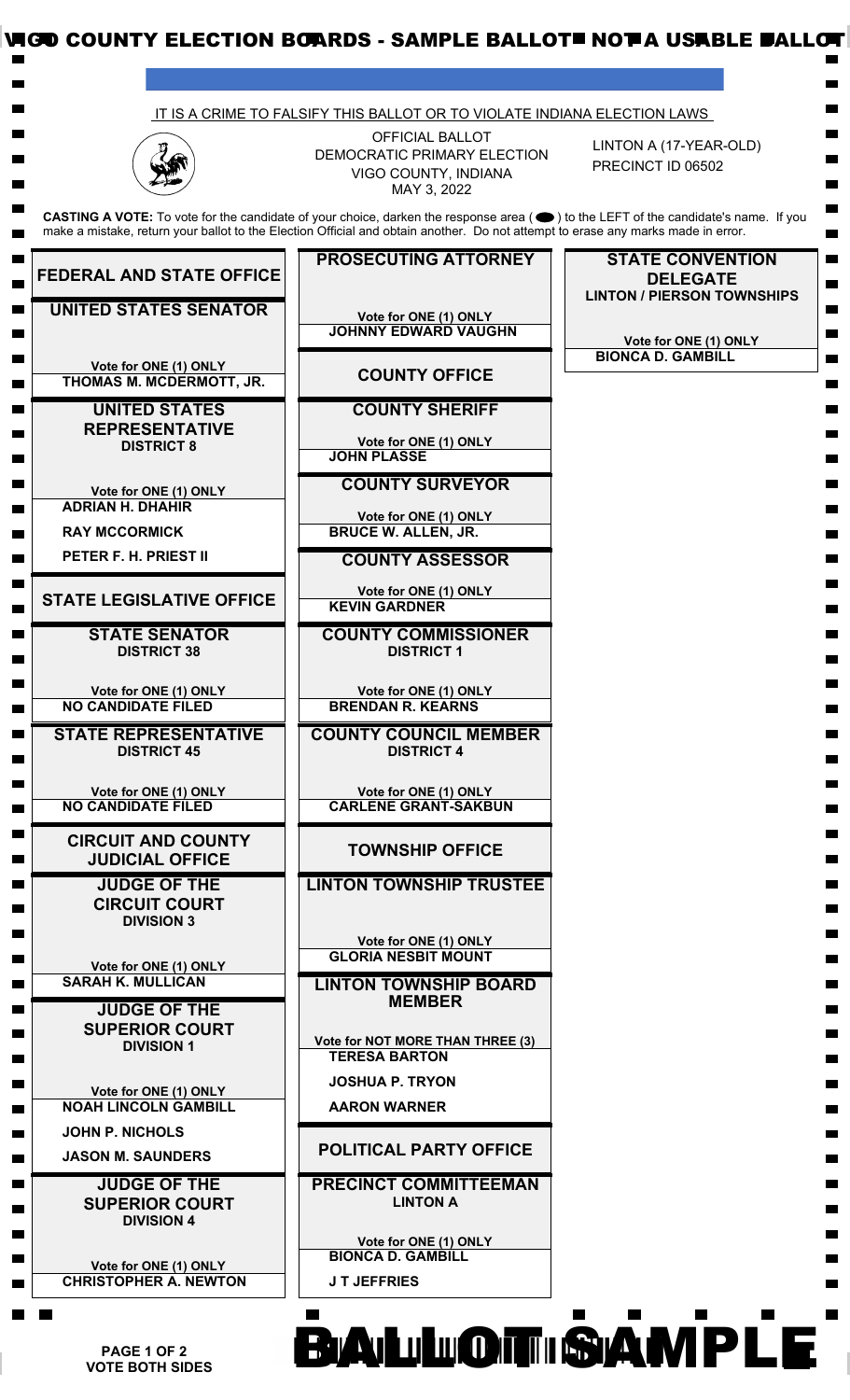VIGO COUNTY ELECTION BOARDS - SAMPLE BALLOT - NOT A USABLE BALLOT

IT IS A CRIME TO FALSIFY THIS BALLOT OR TO VIOLATE INDIANA ELECTION LAWS

OFFICIAL BALLOT
DEMOCRATIC PRIMARY ELECTION
VIGO COUNTY, INDIANA
MAY 3, 2022

LINTON A (17-YEAR-OLD)
PRECINCT ID 06502

**CASTING A VOTE:** To vote for the candidate of your choice, darken the response area ( ⬬ ) to the LEFT of the candidate's name. If you make a mistake, return your ballot to the Election Official and obtain another. Do not attempt to erase any marks made in error.

## FEDERAL AND STATE OFFICE

### UNITED STATES SENATOR

Vote for ONE (1) ONLY

- THOMAS M. MCDERMOTT, JR.

### UNITED STATES REPRESENTATIVE
**DISTRICT 8**

Vote for ONE (1) ONLY

- ADRIAN H. DHAHIR
- RAY MCCORMICK
- PETER F. H. PRIEST II

## STATE LEGISLATIVE OFFICE

### STATE SENATOR
**DISTRICT 38**

Vote for ONE (1) ONLY

- NO CANDIDATE FILED

### STATE REPRESENTATIVE
**DISTRICT 45**

Vote for ONE (1) ONLY

- NO CANDIDATE FILED

## CIRCUIT AND COUNTY JUDICIAL OFFICE

### JUDGE OF THE CIRCUIT COURT
**DIVISION 3**

Vote for ONE (1) ONLY

- SARAH K. MULLICAN

### JUDGE OF THE SUPERIOR COURT
**DIVISION 1**

Vote for ONE (1) ONLY

- NOAH LINCOLN GAMBILL
- JOHN P. NICHOLS
- JASON M. SAUNDERS

### JUDGE OF THE SUPERIOR COURT
**DIVISION 4**

Vote for ONE (1) ONLY

- CHRISTOPHER A. NEWTON

### PROSECUTING ATTORNEY

Vote for ONE (1) ONLY

- JOHNNY EDWARD VAUGHN

## COUNTY OFFICE

### COUNTY SHERIFF

Vote for ONE (1) ONLY

- JOHN PLASSE

### COUNTY SURVEYOR

Vote for ONE (1) ONLY

- BRUCE W. ALLEN, JR.

### COUNTY ASSESSOR

Vote for ONE (1) ONLY

- KEVIN GARDNER

### COUNTY COMMISSIONER
**DISTRICT 1**

Vote for ONE (1) ONLY

- BRENDAN R. KEARNS

### COUNTY COUNCIL MEMBER
**DISTRICT 4**

Vote for ONE (1) ONLY

- CARLENE GRANT-SAKBUN

## TOWNSHIP OFFICE

### LINTON TOWNSHIP TRUSTEE

Vote for ONE (1) ONLY

- GLORIA NESBIT MOUNT

### LINTON TOWNSHIP BOARD MEMBER

Vote for NOT MORE THAN THREE (3)

- TERESA BARTON
- JOSHUA P. TRYON
- AARON WARNER

## POLITICAL PARTY OFFICE

### PRECINCT COMMITTEEMAN
**LINTON A**

Vote for ONE (1) ONLY

- BIONCA D. GAMBILL
- J T JEFFRIES

### STATE CONVENTION DELEGATE
**LINTON / PIERSON TOWNSHIPS**

Vote for ONE (1) ONLY

- BIONCA D. GAMBILL

VOTE BOTH SIDES

BALLOT SAMPLE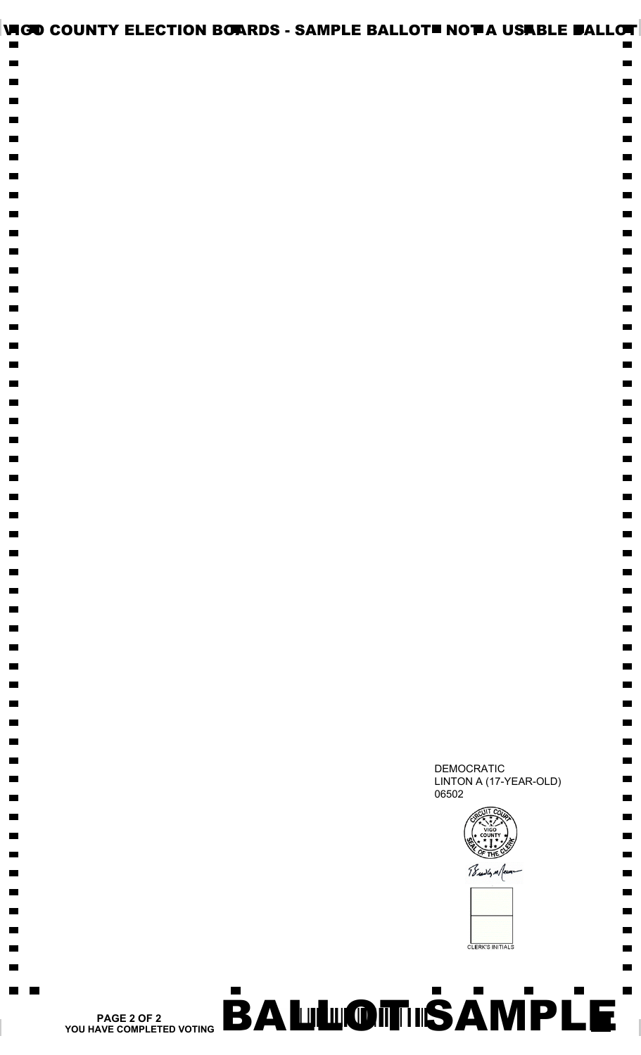VIGO COUNTY ELECTION BOARDS - SAMPLE BALLOT NOT A USABLE BALLOT

DEMOCRATIC
LINTON A (17-YEAR-OLD)
06502

CLERK'S INITIALS

YOU HAVE COMPLETED VOTING

BALLOT SAMPLE